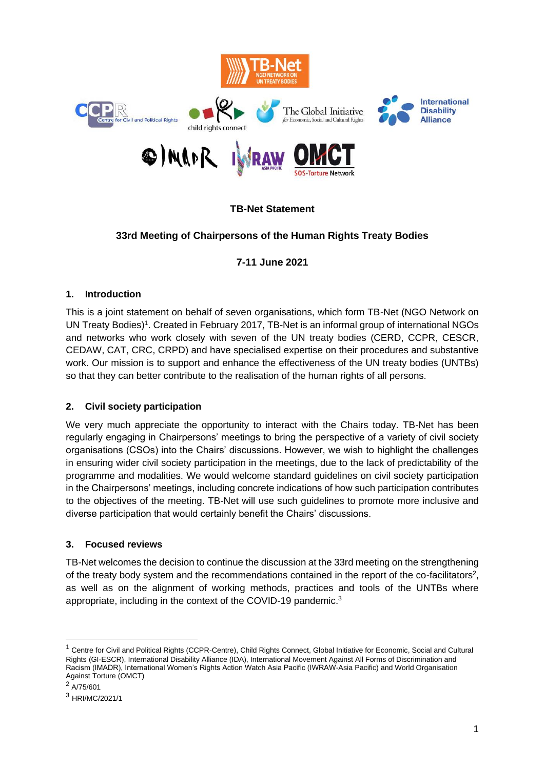**TB-Net Statement**

**33rd Meeting of Chairpersons of the Human Rights Treaty Bodies**

**7-11 June 2021**

## 1. Introduction

This is a joint statement on behalf of seven organisations, which form TB-Net (NGO Network on UN Treaty Bodies)[1]. Created in February 2017, TB-Net is an informal group of international NGOs and networks who work closely with seven of the UN treaty bodies (CERD, CCPR, CESCR, CEDAW, CAT, CRC, CRPD) and have specialised expertise on their procedures and substantive work. Our mission is to support and enhance the effectiveness of the UN treaty bodies (UNTBs) so that they can better contribute to the realisation of the human rights of all persons.

## 2. Civil society participation

We very much appreciate the opportunity to interact with the Chairs today. TB-Net has been regularly engaging in Chairpersons' meetings to bring the perspective of a variety of civil society organisations (CSOs) into the Chairs' discussions. However, we wish to highlight the challenges in ensuring wider civil society participation in the meetings, due to the lack of predictability of the programme and modalities. We would welcome standard guidelines on civil society participation in the Chairpersons' meetings, including concrete indications of how such participation contributes to the objectives of the meeting. TB-Net will use such guidelines to promote more inclusive and diverse participation that would certainly benefit the Chairs' discussions.

## 3. Focused reviews

TB-Net welcomes the decision to continue the discussion at the 33rd meeting on the strengthening of the treaty body system and the recommendations contained in the report of the co-facilitators[2], as well as on the alignment of working methods, practices and tools of the UNTBs where appropriate, including in the context of the COVID-19 pandemic.[3]

---

[1] Centre for Civil and Political Rights (CCPR-Centre), Child Rights Connect, Global Initiative for Economic, Social and Cultural Rights (GI-ESCR), International Disability Alliance (IDA), International Movement Against All Forms of Discrimination and Racism (IMADR), International Women's Rights Action Watch Asia Pacific (IWRAW-Asia Pacific) and World Organisation Against Torture (OMCT)

[2] A/75/601

[3] HRI/MC/2021/1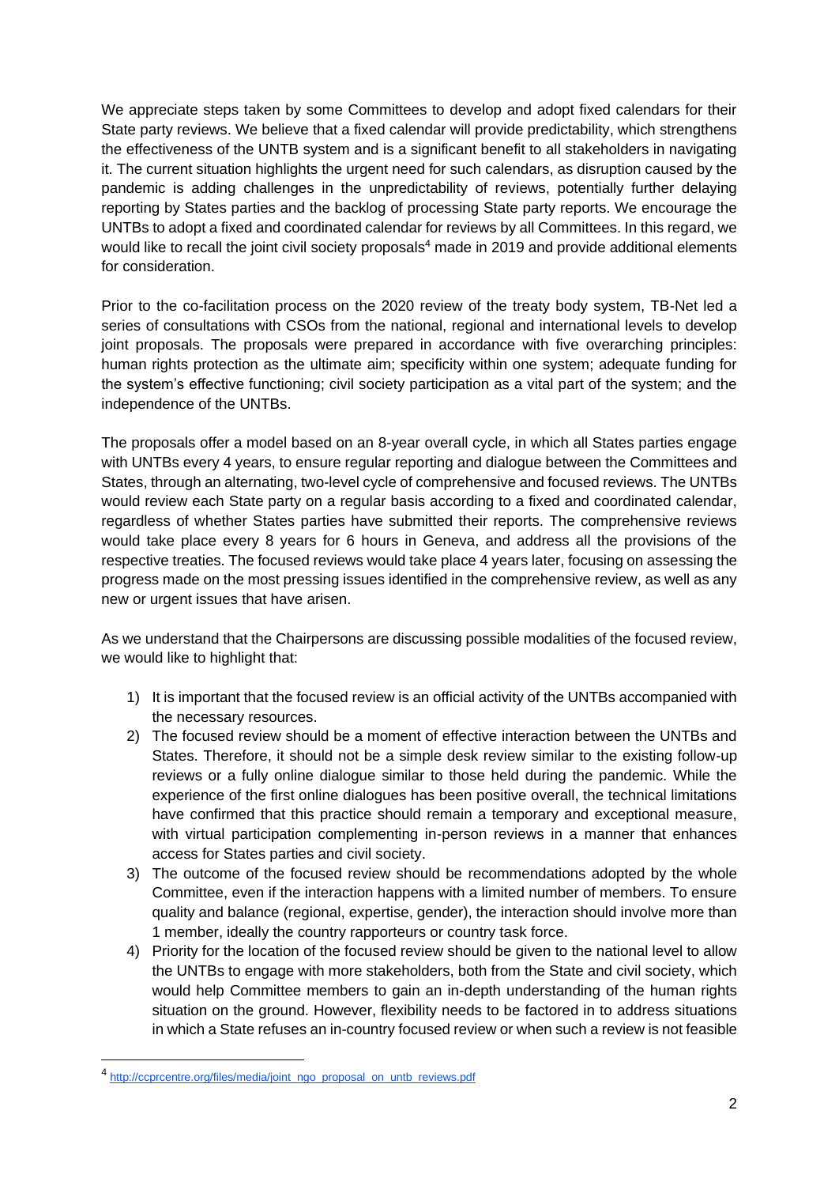We appreciate steps taken by some Committees to develop and adopt fixed calendars for their State party reviews. We believe that a fixed calendar will provide predictability, which strengthens the effectiveness of the UNTB system and is a significant benefit to all stakeholders in navigating it. The current situation highlights the urgent need for such calendars, as disruption caused by the pandemic is adding challenges in the unpredictability of reviews, potentially further delaying reporting by States parties and the backlog of processing State party reports. We encourage the UNTBs to adopt a fixed and coordinated calendar for reviews by all Committees. In this regard, we would like to recall the joint civil society proposals[4] made in 2019 and provide additional elements for consideration.

Prior to the co-facilitation process on the 2020 review of the treaty body system, TB-Net led a series of consultations with CSOs from the national, regional and international levels to develop joint proposals. The proposals were prepared in accordance with five overarching principles: human rights protection as the ultimate aim; specificity within one system; adequate funding for the system's effective functioning; civil society participation as a vital part of the system; and the independence of the UNTBs.

The proposals offer a model based on an 8-year overall cycle, in which all States parties engage with UNTBs every 4 years, to ensure regular reporting and dialogue between the Committees and States, through an alternating, two-level cycle of comprehensive and focused reviews. The UNTBs would review each State party on a regular basis according to a fixed and coordinated calendar, regardless of whether States parties have submitted their reports. The comprehensive reviews would take place every 8 years for 6 hours in Geneva, and address all the provisions of the respective treaties. The focused reviews would take place 4 years later, focusing on assessing the progress made on the most pressing issues identified in the comprehensive review, as well as any new or urgent issues that have arisen.

As we understand that the Chairpersons are discussing possible modalities of the focused review, we would like to highlight that:

1) It is important that the focused review is an official activity of the UNTBs accompanied with the necessary resources.
2) The focused review should be a moment of effective interaction between the UNTBs and States. Therefore, it should not be a simple desk review similar to the existing follow-up reviews or a fully online dialogue similar to those held during the pandemic. While the experience of the first online dialogues has been positive overall, the technical limitations have confirmed that this practice should remain a temporary and exceptional measure, with virtual participation complementing in-person reviews in a manner that enhances access for States parties and civil society.
3) The outcome of the focused review should be recommendations adopted by the whole Committee, even if the interaction happens with a limited number of members. To ensure quality and balance (regional, expertise, gender), the interaction should involve more than 1 member, ideally the country rapporteurs or country task force.
4) Priority for the location of the focused review should be given to the national level to allow the UNTBs to engage with more stakeholders, both from the State and civil society, which would help Committee members to gain an in-depth understanding of the human rights situation on the ground. However, flexibility needs to be factored in to address situations in which a State refuses an in-country focused review or when such a review is not feasible

[4] http://ccprcentre.org/files/media/joint_ngo_proposal_on_untb_reviews.pdf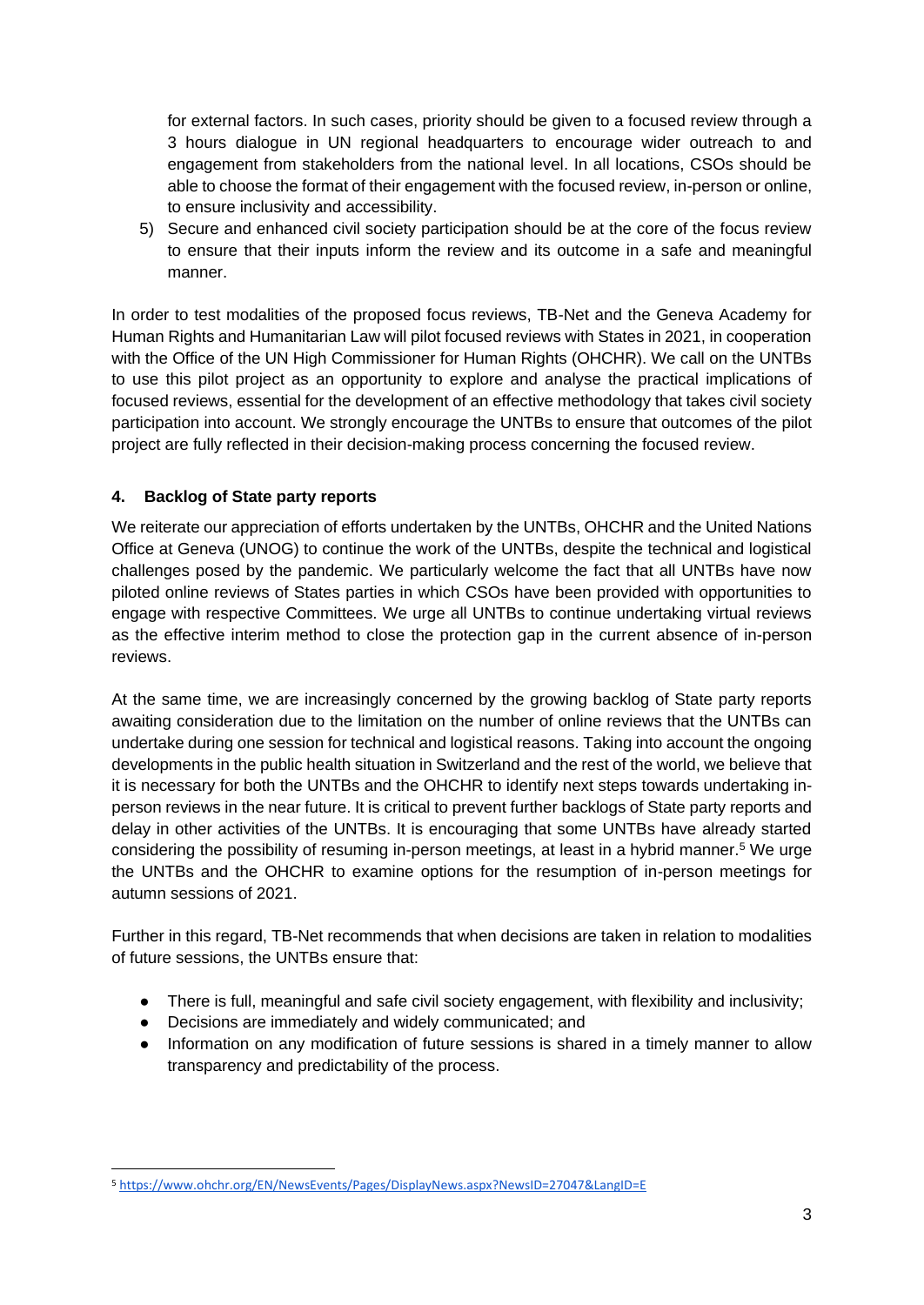for external factors. In such cases, priority should be given to a focused review through a 3 hours dialogue in UN regional headquarters to encourage wider outreach to and engagement from stakeholders from the national level. In all locations, CSOs should be able to choose the format of their engagement with the focused review, in-person or online, to ensure inclusivity and accessibility.

5) Secure and enhanced civil society participation should be at the core of the focus review to ensure that their inputs inform the review and its outcome in a safe and meaningful manner.

In order to test modalities of the proposed focus reviews, TB-Net and the Geneva Academy for Human Rights and Humanitarian Law will pilot focused reviews with States in 2021, in cooperation with the Office of the UN High Commissioner for Human Rights (OHCHR). We call on the UNTBs to use this pilot project as an opportunity to explore and analyse the practical implications of focused reviews, essential for the development of an effective methodology that takes civil society participation into account. We strongly encourage the UNTBs to ensure that outcomes of the pilot project are fully reflected in their decision-making process concerning the focused review.

### 4. Backlog of State party reports

We reiterate our appreciation of efforts undertaken by the UNTBs, OHCHR and the United Nations Office at Geneva (UNOG) to continue the work of the UNTBs, despite the technical and logistical challenges posed by the pandemic. We particularly welcome the fact that all UNTBs have now piloted online reviews of States parties in which CSOs have been provided with opportunities to engage with respective Committees. We urge all UNTBs to continue undertaking virtual reviews as the effective interim method to close the protection gap in the current absence of in-person reviews.

At the same time, we are increasingly concerned by the growing backlog of State party reports awaiting consideration due to the limitation on the number of online reviews that the UNTBs can undertake during one session for technical and logistical reasons. Taking into account the ongoing developments in the public health situation in Switzerland and the rest of the world, we believe that it is necessary for both the UNTBs and the OHCHR to identify next steps towards undertaking in-person reviews in the near future. It is critical to prevent further backlogs of State party reports and delay in other activities of the UNTBs. It is encouraging that some UNTBs have already started considering the possibility of resuming in-person meetings, at least in a hybrid manner.[5] We urge the UNTBs and the OHCHR to examine options for the resumption of in-person meetings for autumn sessions of 2021.

Further in this regard, TB-Net recommends that when decisions are taken in relation to modalities of future sessions, the UNTBs ensure that:

- There is full, meaningful and safe civil society engagement, with flexibility and inclusivity;
- Decisions are immediately and widely communicated; and
- Information on any modification of future sessions is shared in a timely manner to allow transparency and predictability of the process.

[5] https://www.ohchr.org/EN/NewsEvents/Pages/DisplayNews.aspx?NewsID=27047&LangID=E